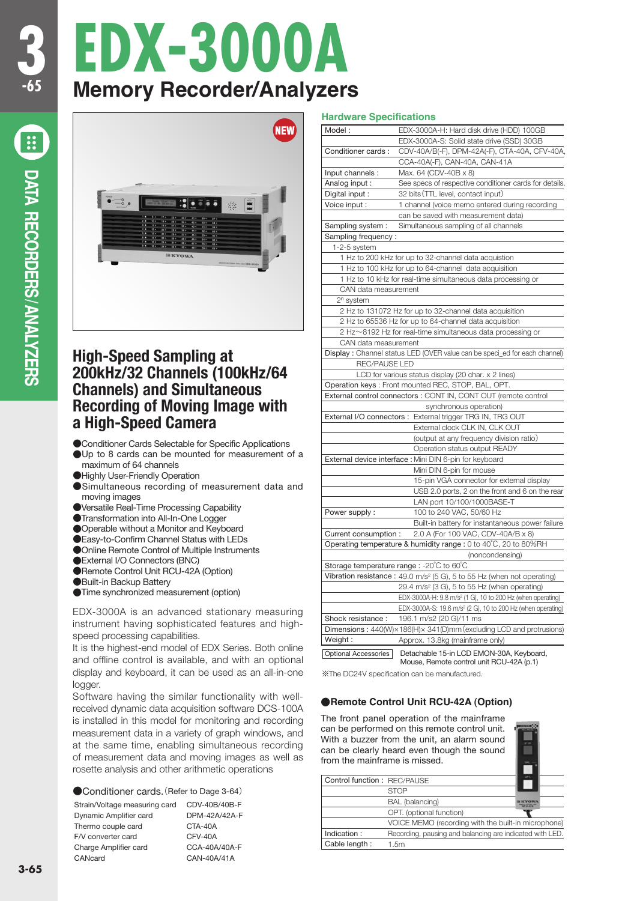# EDX-3000A

## Memory Recorder/Analyzers

NEW

## High-Speed Sampling at 200kHz/32 Channels (100kHz/64 Channels) and Simultaneous Recording of Moving Image with a High-Speed Camera

- Conditioner Cards Selectable for Specific Applications
- Up to 8 cards can be mounted for measurement of a maximum of 64 channels
- Highly User-Friendly Operation
- Simultaneous recording of measurement data and moving images
- Versatile Real-Time Processing Capability
- Transformation into All-In-One Logger
- Operable without a Monitor and Keyboard
- Easy-to-Confirm Channel Status with LEDs
- Online Remote Control of Multiple Instruments
- External I/O Connectors (BNC)
- Remote Control Unit RCU-42A (Option)
- Built-in Backup Battery
- Time synchronized measurement (option)

EDX-3000A is an advanced stationary measuring instrument having sophisticated features and high-speed processing capabilities.

It is the highest-end model of EDX Series. Both online and offline control is available, and with an optional display and keyboard, it can be used as an all-in-one logger.

Software having the similar functionality with well-received dynamic data acquisition software DCS-100A is installed in this model for monitoring and recording measurement data in a variety of graph windows, and at the same time, enabling simultaneous recording of measurement data and moving images as well as rosette analysis and other arithmetic operations

### ●Conditioner cards. (Refer to Dage 3-64)

| | |
|---|---|
| Strain/Voltage measuring card | CDV-40B/40B-F |
| Dynamic Amplifier card | DPM-42A/42A-F |
| Thermo couple card | CTA-40A |
| F/V converter card | CFV-40A |
| Charge Amplifier card | CCA-40A/40A-F |
| CANcard | CAN-40A/41A |

### Hardware Specifications

| | |
|---|---|
| Model : | EDX-3000A-H: Hard disk drive (HDD) 100GB |
| | EDX-3000A-S: Solid state drive (SSD) 30GB |
| Conditioner cards : | CDV-40A/B(-F), DPM-42A(-F), CTA-40A, CFV-40A, CCA-40A(-F), CAN-40A, CAN-41A |
| Input channels : | Max. 64 (CDV-40B x 8) |
| Analog input : | See specs of respective conditioner cards for details. |
| Digital input : | 32 bits (TTL level, contact input) |
| Voice input : | 1 channel (voice memo entered during recording can be saved with measurement data) |
| Sampling system : | Simultaneous sampling of all channels |
| Sampling frequency : | |
| 1-2-5 system | |
| | 1 Hz to 200 kHz for up to 32-channel data acquistion |
| | 1 Hz to 100 kHz for up to 64-channel data acquisition |
| | 1 Hz to 10 kHz for real-time simultaneous data processing or CAN data measurement |
| $2^n$ system | |
| | 2 Hz to 131072 Hz for up to 32-channel data acquisition |
| | 2 Hz to 65536 Hz for up to 64-channel data acquisition |
| | 2 Hz〜8192 Hz for real-time simultaneous data processing or CAN data measurement |
| Display : | Channel status LED (OVER value can be speci_ed for each channel) |
| | REC/PAUSE LED |
| | LCD for various status display (20 char. x 2 lines) |
| Operation keys : | Front mounted REC, STOP, BAL, OPT. |
| External control connectors : | CONT IN, CONT OUT (remote control synchronous operation) |
| External I/O connectors : | External trigger TRG IN, TRG OUT |
| | External clock CLK IN, CLK OUT (output at any frequency division ratio) |
| | Operation status output READY |
| External device interface : | Mini DIN 6-pin for keyboard |
| | Mini DIN 6-pin for mouse |
| | 15-pin VGA connector for external display |
| | USB 2.0 ports, 2 on the front and 6 on the rear |
| | LAN port 10/100/1000BASE-T |
| Power supply : | 100 to 240 VAC, 50/60 Hz |
| | Built-in battery for instantaneous power failure |
| Current consumption : | 2.0 A (For 100 VAC, CDV-40A/B x 8) |
| Operating temperature & humidity range : | 0 to 40˚C, 20 to 80%RH (noncondensing) |
| Storage temperature range : | -20˚C to 60˚C |
| Vibration resistance : | 49.0 m/s² (5 G), 5 to 55 Hz (when not operating) |
| | 29.4 m/s² (3 G), 5 to 55 Hz (when operating) |
| | EDX-3000A-H: 9.8 m/s² (1 G), 10 to 200 Hz (when operating) |
| | EDX-3000A-S: 19.6 m/s² (2 G), 10 to 200 Hz (when operating) |
| Shock resistance : | 196.1 m/s2 (20 G)/11 ms |
| Dimensions : | 440(W)×186(H)× 341(D)mm (excluding LCD and protrusions) |
| Weight : | Approx. 13.8kg (mainframe only) |
| Optional Accessories | Detachable 15-in LCD EMON-30A, Keyboard, Mouse, Remote control unit RCU-42A (p.1) |

※The DC24V specification can be manufactured.

### ●Remote Control Unit RCU-42A (Option)

The front panel operation of the mainframe can be performed on this remote control unit. With a buzzer from the unit, an alarm sound can be clearly heard even though the sound from the mainframe is missed.

| | |
|---|---|
| Control function : | REC/PAUSE |
| | STOP |
| | BAL (balancing) |
| | OPT. (optional function) |
| | VOICE MEMO (recording with the built-in microphone) |
| Indication : | Recording, pausing and balancing are indicated with LED. |
| Cable length : | 1.5m |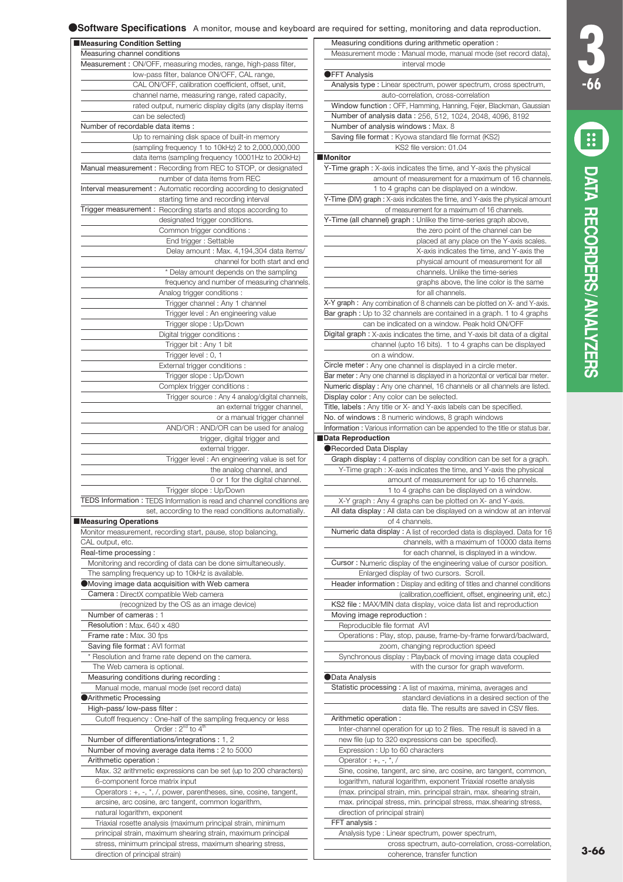## ●Software Specifications

A monitor, mouse and keyboard are required for setting, monitoring and data reproduction.

### ■Measuring Condition Setting

Measuring channel conditions

Measurement : ON/OFF, measuring modes, range, high-pass filter, low-pass filter, balance ON/OFF, CAL range, CAL ON/OFF, calibration coefficient, offset, unit, channel name, measuring range, rated capacity, rated output, numeric display digits (any display items can be selected)

Number of recordable data items : Up to remaining disk space of built-in memory (sampling frequency 1 to 10kHz) 2 to 2,000,000,000 data items (sampling frequency 10001Hz to 200kHz)

Manual measurement : Recording from REC to STOP, or designated number of data items from REC

Interval measurement : Automatic recording according to designated starting time and recording interval

Trigger measurement : Recording starts and stops according to designated trigger conditions.

- Common trigger conditions :
  - End trigger : Settable
  - Delay amount : Max. 4,194,304 data items/channel for both start and end
  - * Delay amount depends on the sampling frequency and number of measuring channels.
- Analog trigger conditions :
  - Trigger channel : Any 1 channel
  - Trigger level : An engineering value
  - Trigger slope : Up/Down
- Digital trigger conditions :
  - Trigger bit : Any 1 bit
  - Trigger level : 0, 1
- External trigger conditions :
  - Trigger slope : Up/Down
- Complex trigger conditions :
  - Trigger source : Any 4 analog/digital channels, an external trigger channel, or a manual trigger channel
  - AND/OR : AND/OR can be used for analog trigger, digital trigger and external trigger.
  - Trigger level : An engineering value is set for the analog channel, and 0 or 1 for the digital channel.
  - Trigger slope : Up/Down

TEDS Information : TEDS Information is read and channel conditions are set, according to the read conditions automatially.

### ■Measuring Operations

Monitor measurement, recording start, pause, stop balancing, CAL output, etc.

Real-time processing :
- Monitoring and recording of data can be done simultaneously.
- The sampling frequency up to 10kHz is available.

#### ●Moving image data acquisition with Web camera

- Camera : DirectX compatible Web camera (recognized by the OS as an image device)
- Number of cameras : 1
- Resolution : Max. 640 x 480
- Frame rate : Max. 30 fps
- Saving file format : AVI format
- * Resolution and frame rate depend on the camera. The Web camera is optional.
- Measuring conditions during recording : Manual mode, manual mode (set record data)

#### ●Arithmetic Processing

- High-pass/ low-pass filter :
  - Cutoff frequency : One-half of the sampling frequency or less
  - Order : $2^{nd}$ to $4^{th}$
- Number of differentiations/integrations : 1, 2
- Number of moving average data items : 2 to 5000
- Arithmetic operation :
  - Max. 32 arithmetic expressions can be set (up to 200 characters)
  - 6-component force matrix input
  - Operators : +, -, *, /, power, parentheses, sine, cosine, tangent, arcsine, arc cosine, arc tangent, common logarithm, natural logarithm, exponent
  - Triaxial rosette analysis (maximum principal strain, minimum principal strain, maximum shearing strain, maximum principal stress, minimum principal stress, maximum shearing stress, direction of principal strain)
- Measuring conditions during arithmetic operation :
  - Measurement mode : Manual mode, manual mode (set record data), interval mode

#### ●FFT Analysis

- Analysis type : Linear spectrum, power spectrum, cross spectrum, auto-correlation, cross-correlation
- Window function : OFF, Hamming, Hanning, Fejer, Blackman, Gaussian
- Number of analysis data : 256, 512, 1024, 2048, 4096, 8192
- Number of analysis windows : Max. 8
- Saving file format : Kyowa standard file format (KS2) KS2 file version: 01.04

### ■Monitor

- Y-Time graph : X-axis indicates the time, and Y-axis the physical amount of measurement for a maximum of 16 channels. 1 to 4 graphs can be displayed on a window.
- Y-Time (DIV) graph : X-axis indicates the time, and Y-axis the physical amount of measurement for a maximum of 16 channels.
- Y-Time (all channel) graph : Unlike the time-series graph above, the zero point of the channel can be placed at any place on the Y-axis scales. X-axis indicates the time, and Y-axis the physical amount of measurement for all channels. Unlike the time-series graphs above, the line color is the same for all channels.
- X-Y graph : Any combination of 8 channels can be plotted on X- and Y-axis.
- Bar graph : Up to 32 channels are contained in a graph. 1 to 4 graphs can be indicated on a window. Peak hold ON/OFF
- Digital graph : X-axis indicates the time, and Y-axis bit data of a digital channel (upto 16 bits). 1 to 4 graphs can be displayed on a window.
- Circle meter : Any one channel is displayed in a circle meter.
- Bar meter : Any one channel is displayed in a horizontal or vertical bar meter.
- Numeric display : Any one channel, 16 channels or all channels are listed.
- Display color : Any color can be selected.
- Title, labels : Any title or X- and Y-axis labels can be specified.
- No. of windows : 8 numeric windows, 8 graph windows
- Information : Various information can be appended to the title or status bar.

### ■Data Reproduction

#### ●Recorded Data Display

- Graph display : 4 patterns of display condition can be set for a graph.
  - Y-Time graph : X-axis indicates the time, and Y-axis the physical amount of measurement for up to 16 channels. 1 to 4 graphs can be displayed on a window.
  - X-Y graph : Any 4 graphs can be plotted on X- and Y-axis.
- All data display : All data can be displayed on a window at an interval of 4 channels.
- Numeric data display : A list of recorded data is displayed. Data for 16 channels, with a maximum of 10000 data items for each channel, is displayed in a window.
- Cursor : Numeric display of the engineering value of cursor position. Enlarged display of two cursors. Scroll.
- Header information : Display and editing of titles and channel conditions (calibration,coefficient, offset, engineering unit, etc.)
- KS2 file : MAX/MIN data display, voice data list and reproduction
- Moving image reproduction :
  - Reproducible file format AVI
  - Operations : Play, stop, pause, frame-by-frame forward/baclward, zoom, changing reproduction speed
  - Synchronous display : Playback of moving image data coupled with the cursor for graph waveform.

#### ●Data Analysis

- Statistic processing : A list of maxima, minima, averages and standard deviations in a desired section of the data file. The results are saved in CSV files.
- Arithmetic operation :
  - Inter-channel operation for up to 2 files. The result is saved in a new file (up to 320 expressions can be specified).
  - Expression : Up to 60 characters
  - Operator : +, -, *, /
  - Sine, cosine, tangent, arc sine, arc cosine, arc tangent, common, logarithm, natural logarithm, exponent Triaxial rosette analysis (max. principal strain, min. principal strain, max. shearing strain, max. principal stress, min. principal stress, max.shearing stress, direction of principal strain)
- FFT analysis :
  - Analysis type : Linear spectrum, power spectrum, cross spectrum, auto-correlation, cross-correlation, coherence, transfer function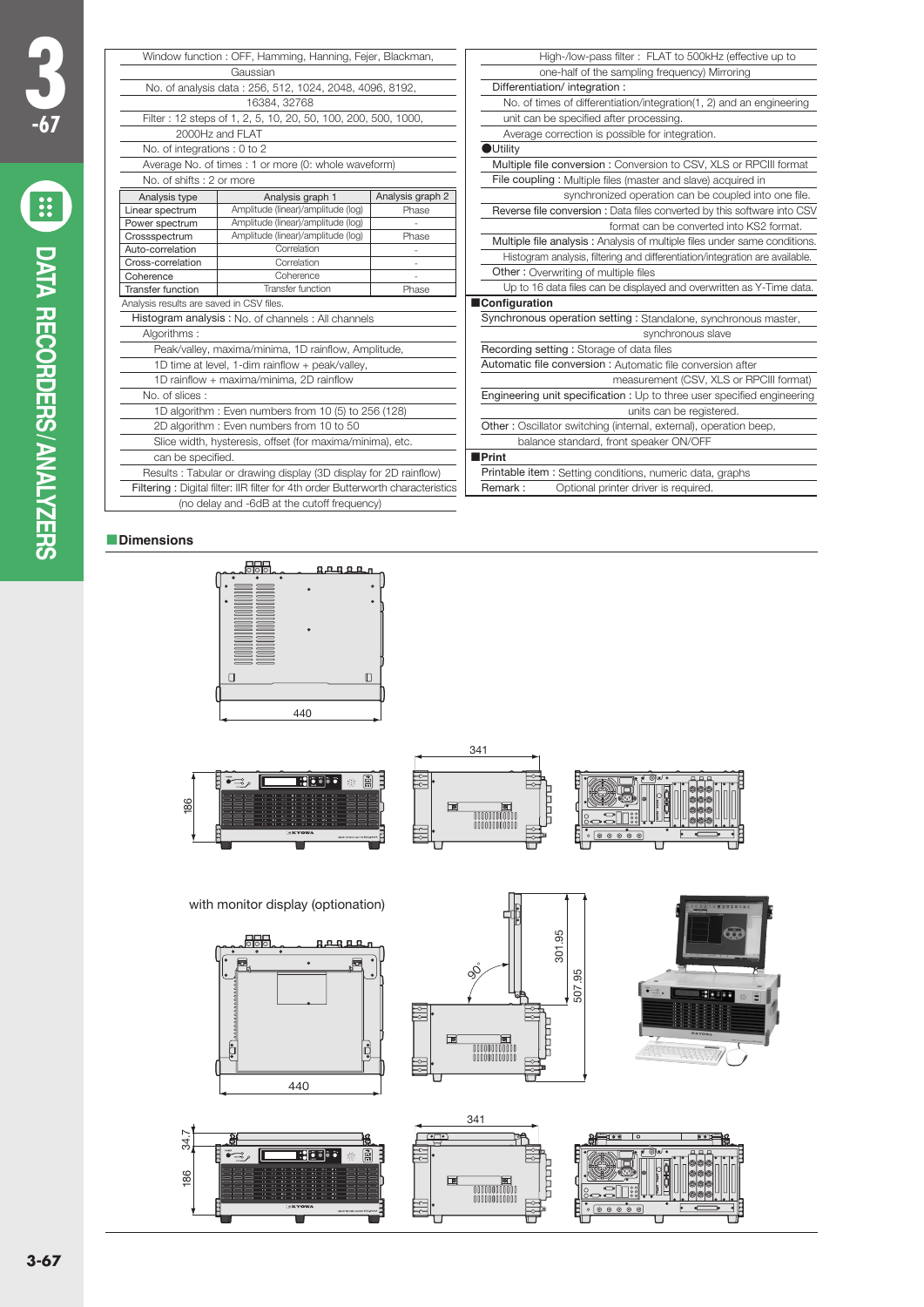Window function : OFF, Hamming, Hanning, Fejer, Blackman, Gaussian

No. of analysis data : 256, 512, 1024, 2048, 4096, 8192, 16384, 32768

Filter : 12 steps of 1, 2, 5, 10, 20, 50, 100, 200, 500, 1000, 2000Hz and FLAT

No. of integrations : 0 to 2

Average No. of times : 1 or more (0: whole waveform)

No. of shifts : 2 or more

| Analysis type | Analysis graph 1 | Analysis graph 2 |
|---|---|---|
| Linear spectrum | Amplitude (linear)/amplitude (log) | Phase |
| Power spectrum | Amplitude (linear)/amplitude (log) | - |
| Crossspectrum | Amplitude (linear)/amplitude (log) | Phase |
| Auto-correlation | Correlation | - |
| Cross-correlation | Correlation | - |
| Coherence | Coherence | - |
| Transfer function | Transfer function | Phase |

Analysis results are saved in CSV files.

Histogram analysis : No. of channels : All channels

Algorithms :

Peak/valley, maxima/minima, 1D rainflow, Amplitude, 1D time at level, 1-dim rainflow + peak/valley, 1D rainflow + maxima/minima, 2D rainflow

No. of slices :

1D algorithm : Even numbers from 10 (5) to 256 (128)

2D algorithm : Even numbers from 10 to 50

Slice width, hysteresis, offset (for maxima/minima), etc. can be specified.

Results : Tabular or drawing display (3D display for 2D rainflow)

Filtering : Digital filter: IIR filter for 4th order Butterworth characteristics (no delay and -6dB at the cutoff frequency)

High-/low-pass filter : FLAT to 500kHz (effective up to one-half of the sampling frequency) Mirroring

Differentiation/ integration :

No. of times of differentiation/integration(1, 2) and an engineering unit can be specified after processing.

Average correction is possible for integration.

●Utility

Multiple file conversion : Conversion to CSV, XLS or RPCIII format

File coupling : Multiple files (master and slave) acquired in synchronized operation can be coupled into one file.

Reverse file conversion : Data files converted by this software into CSV format can be converted into KS2 format.

Multiple file analysis : Analysis of multiple files under same conditions. Histogram analysis, filtering and differentiation/integration are available.

Other : Overwriting of multiple files

Up to 16 data files can be displayed and overwritten as Y-Time data.

■Configuration

Synchronous operation setting : Standalone, synchronous master, synchronous slave

Recording setting : Storage of data files

Automatic file conversion : Automatic file conversion after measurement (CSV, XLS or RPCIII format)

Engineering unit specification : Up to three user specified engineering units can be registered.

Other : Oscillator switching (internal, external), operation beep, balance standard, front speaker ON/OFF

■Print

Printable item : Setting conditions, numeric data, graphs

Remark : Optional printer driver is required.

## ■Dimensions

440

341

186

with monitor display (optionation)

440

90°

301.95

507.95

341

34.7

186